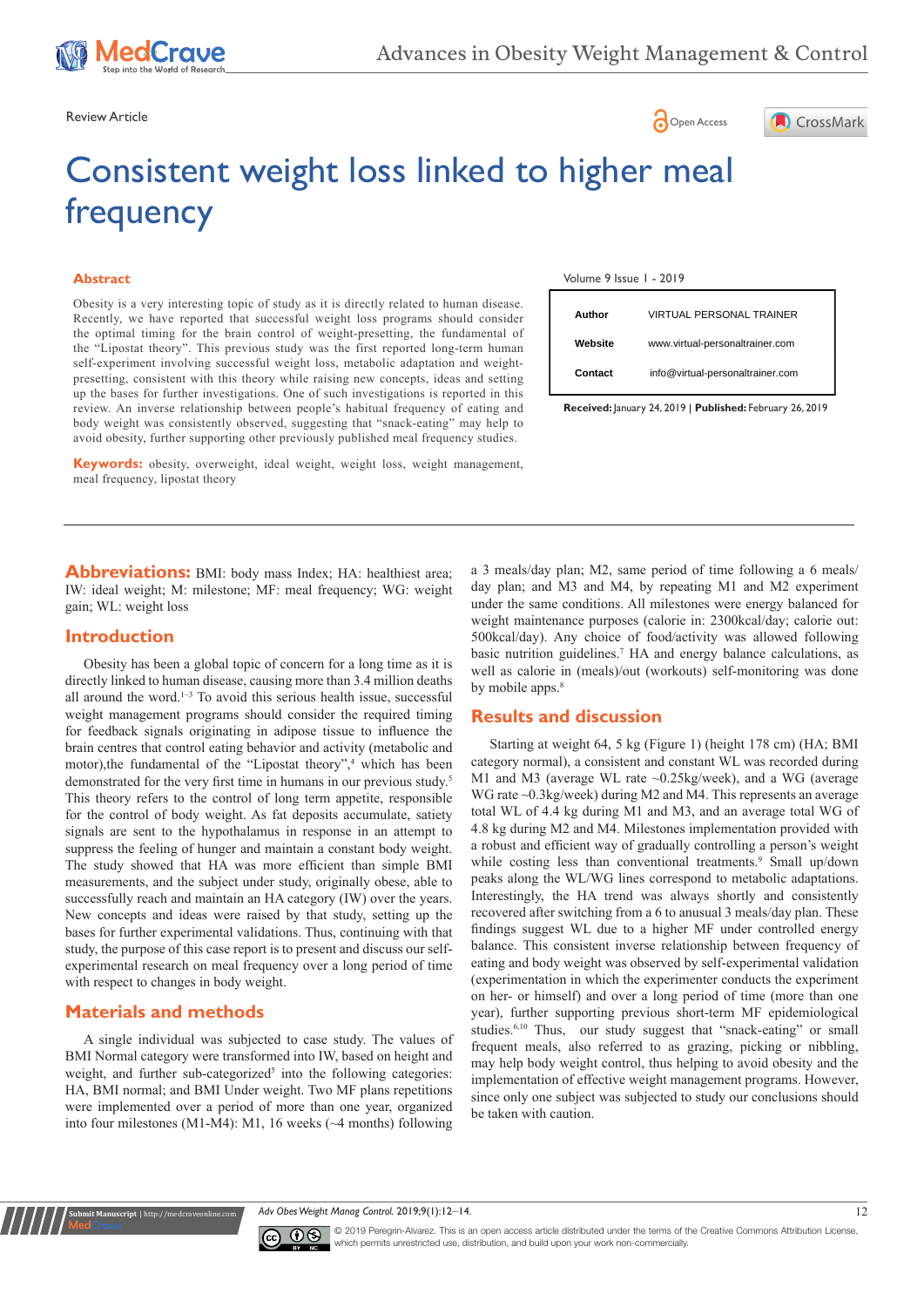Review Article

# Consistent weight loss linked to higher meal frequency

## Abstract

Obesity is a very interesting topic of study as it is directly related to human disease. Recently, we have reported that successful weight loss programs should consider the optimal timing for the brain control of weight-presetting, the fundamental of the "Lipostat theory". This previous study was the first reported long-term human self-experiment involving successful weight loss, metabolic adaptation and weight-presetting, consistent with this theory while raising new concepts, ideas and setting up the bases for further investigations. One of such investigations is reported in this review. An inverse relationship between people's habitual frequency of eating and body weight was consistently observed, suggesting that "snack-eating" may help to avoid obesity, further supporting other previously published meal frequency studies.

**Keywords:** obesity, overweight, ideal weight, weight loss, weight management, meal frequency, lipostat theory

Volume 9 Issue 1 - 2019

| | |
|---|---|
| **Author** | VIRTUAL PERSONAL TRAINER |
| **Website** | www.virtual-personaltrainer.com |
| **Contact** | info@virtual-personaltrainer.com |

**Received:** January 24, 2019 | **Published:** February 26, 2019

## Abbreviations:

BMI: body mass Index; HA: healthiest area; IW: ideal weight; M: milestone; MF: meal frequency; WG: weight gain; WL: weight loss

## Introduction

Obesity has been a global topic of concern for a long time as it is directly linked to human disease, causing more than 3.4 million deaths all around the word.[1–3] To avoid this serious health issue, successful weight management programs should consider the required timing for feedback signals originating in adipose tissue to influence the brain centres that control eating behavior and activity (metabolic and motor),the fundamental of the "Lipostat theory",[4] which has been demonstrated for the very first time in humans in our previous study.[5] This theory refers to the control of long term appetite, responsible for the control of body weight. As fat deposits accumulate, satiety signals are sent to the hypothalamus in response in an attempt to suppress the feeling of hunger and maintain a constant body weight. The study showed that HA was more efficient than simple BMI measurements, and the subject under study, originally obese, able to successfully reach and maintain an HA category (IW) over the years. New concepts and ideas were raised by that study, setting up the bases for further experimental validations. Thus, continuing with that study, the purpose of this case report is to present and discuss our self-experimental research on meal frequency over a long period of time with respect to changes in body weight.

## Materials and methods

A single individual was subjected to case study. The values of BMI Normal category were transformed into IW, based on height and weight, and further sub-categorized[5] into the following categories: HA, BMI normal; and BMI Under weight. Two MF plans repetitions were implemented over a period of more than one year, organized into four milestones (M1-M4): M1, 16 weeks (~4 months) following a 3 meals/day plan; M2, same period of time following a 6 meals/day plan; and M3 and M4, by repeating M1 and M2 experiment under the same conditions. All milestones were energy balanced for weight maintenance purposes (calorie in: 2300kcal/day; calorie out: 500kcal/day). Any choice of food/activity was allowed following basic nutrition guidelines.[7] HA and energy balance calculations, as well as calorie in (meals)/out (workouts) self-monitoring was done by mobile apps.[8]

## Results and discussion

Starting at weight 64, 5 kg (Figure 1) (height 178 cm) (HA; BMI category normal), a consistent and constant WL was recorded during M1 and M3 (average WL rate ~0.25kg/week), and a WG (average WG rate ~0.3kg/week) during M2 and M4. This represents an average total WL of 4.4 kg during M1 and M3, and an average total WG of 4.8 kg during M2 and M4. Milestones implementation provided with a robust and efficient way of gradually controlling a person's weight while costing less than conventional treatments.[9] Small up/down peaks along the WL/WG lines correspond to metabolic adaptations. Interestingly, the HA trend was always shortly and consistently recovered after switching from a 6 to anusual 3 meals/day plan. These findings suggest WL due to a higher MF under controlled energy balance. This consistent inverse relationship between frequency of eating and body weight was observed by self-experimental validation (experimentation in which the experimenter conducts the experiment on her- or himself) and over a long period of time (more than one year), further supporting previous short-term MF epidemiological studies.[6,10] Thus, our study suggest that "snack-eating" or small frequent meals, also referred to as grazing, picking or nibbling, may help body weight control, thus helping to avoid obesity and the implementation of effective weight management programs. However, since only one subject was subjected to study our conclusions should be taken with caution.

© 2019 Peregrin-Alvarez. This is an open access article distributed under the terms of the Creative Commons Attribution License, which permits unrestricted use, distribution, and build upon your work non-commercially.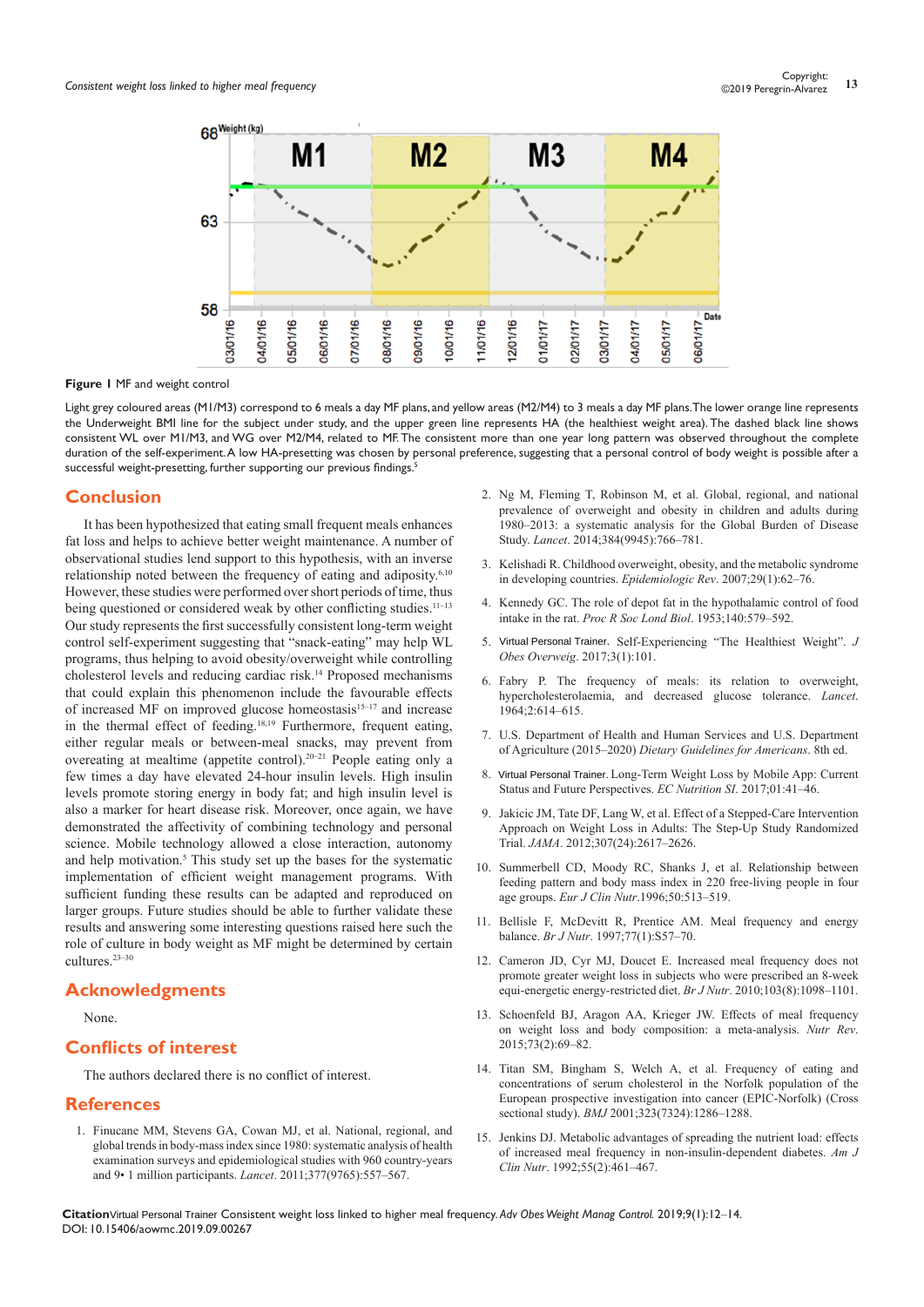**Figure 1** MF and weight control

Light grey coloured areas (M1/M3) correspond to 6 meals a day MF plans, and yellow areas (M2/M4) to 3 meals a day MF plans. The lower orange line represents the Underweight BMI line for the subject under study, and the upper green line represents HA (the healthiest weight area). The dashed black line shows consistent WL over M1/M3, and WG over M2/M4, related to MF. The consistent more than one year long pattern was observed throughout the complete duration of the self-experiment. A low HA-presetting was chosen by personal preference, suggesting that a personal control of body weight is possible after a successful weight-presetting, further supporting our previous findings.[5]

## Conclusion

It has been hypothesized that eating small frequent meals enhances fat loss and helps to achieve better weight maintenance. A number of observational studies lend support to this hypothesis, with an inverse relationship noted between the frequency of eating and adiposity.[6,10] However, these studies were performed over short periods of time, thus being questioned or considered weak by other conflicting studies.[11–13] Our study represents the first successfully consistent long-term weight control self-experiment suggesting that "snack-eating" may help WL programs, thus helping to avoid obesity/overweight while controlling cholesterol levels and reducing cardiac risk.[14] Proposed mechanisms that could explain this phenomenon include the favourable effects of increased MF on improved glucose homeostasis[15–17] and increase in the thermal effect of feeding.[18,19] Furthermore, frequent eating, either regular meals or between-meal snacks, may prevent from overeating at mealtime (appetite control).[20–21] People eating only a few times a day have elevated 24-hour insulin levels. High insulin levels promote storing energy in body fat; and high insulin level is also a marker for heart disease risk. Moreover, once again, we have demonstrated the affectivity of combining technology and personal science. Mobile technology allowed a close interaction, autonomy and help motivation.[5] This study set up the bases for the systematic implementation of efficient weight management programs. With sufficient funding these results can be adapted and reproduced on larger groups. Future studies should be able to further validate these results and answering some interesting questions raised here such the role of culture in body weight as MF might be determined by certain cultures.[23–30]

## Acknowledgments

None.

## Conflicts of interest

The authors declared there is no conflict of interest.

## References

1. Finucane MM, Stevens GA, Cowan MJ, et al. National, regional, and global trends in body-mass index since 1980: systematic analysis of health examination surveys and epidemiological studies with 960 country-years and 9• 1 million participants. *Lancet*. 2011;377(9765):557–567.
2. Ng M, Fleming T, Robinson M, et al. Global, regional, and national prevalence of overweight and obesity in children and adults during 1980–2013: a systematic analysis for the Global Burden of Disease Study. *Lancet*. 2014;384(9945):766–781.
3. Kelishadi R. Childhood overweight, obesity, and the metabolic syndrome in developing countries. *Epidemiologic Rev*. 2007;29(1):62–76.
4. Kennedy GC. The role of depot fat in the hypothalamic control of food intake in the rat. *Proc R Soc Lond Biol*. 1953;140:579–592.
5. Virtual Personal Trainer. Self-Experiencing "The Healthiest Weight". *J Obes Overweig*. 2017;3(1):101.
6. Fabry P. The frequency of meals: its relation to overweight, hypercholesterolaemia, and decreased glucose tolerance. *Lancet*. 1964;2:614–615.
7. U.S. Department of Health and Human Services and U.S. Department of Agriculture (2015–2020) *Dietary Guidelines for Americans*. 8th ed.
8. Virtual Personal Trainer. Long-Term Weight Loss by Mobile App: Current Status and Future Perspectives. *EC Nutrition SI*. 2017;01:41–46.
9. Jakicic JM, Tate DF, Lang W, et al. Effect of a Stepped-Care Intervention Approach on Weight Loss in Adults: The Step-Up Study Randomized Trial. *JAMA*. 2012;307(24):2617–2626.
10. Summerbell CD, Moody RC, Shanks J, et al. Relationship between feeding pattern and body mass index in 220 free-living people in four age groups. *Eur J Clin Nutr*.1996;50:513–519.
11. Bellisle F, McDevitt R, Prentice AM. Meal frequency and energy balance. *Br J Nutr*. 1997;77(1):S57–70.
12. Cameron JD, Cyr MJ, Doucet E. Increased meal frequency does not promote greater weight loss in subjects who were prescribed an 8-week equi-energetic energy-restricted diet. *Br J Nutr*. 2010;103(8):1098–1101.
13. Schoenfeld BJ, Aragon AA, Krieger JW. Effects of meal frequency on weight loss and body composition: a meta-analysis. *Nutr Rev*. 2015;73(2):69–82.
14. Titan SM, Bingham S, Welch A, et al. Frequency of eating and concentrations of serum cholesterol in the Norfolk population of the European prospective investigation into cancer (EPIC-Norfolk) (Cross sectional study). *BMJ* 2001;323(7324):1286–1288.
15. Jenkins DJ. Metabolic advantages of spreading the nutrient load: effects of increased meal frequency in non-insulin-dependent diabetes. *Am J Clin Nutr*. 1992;55(2):461–467.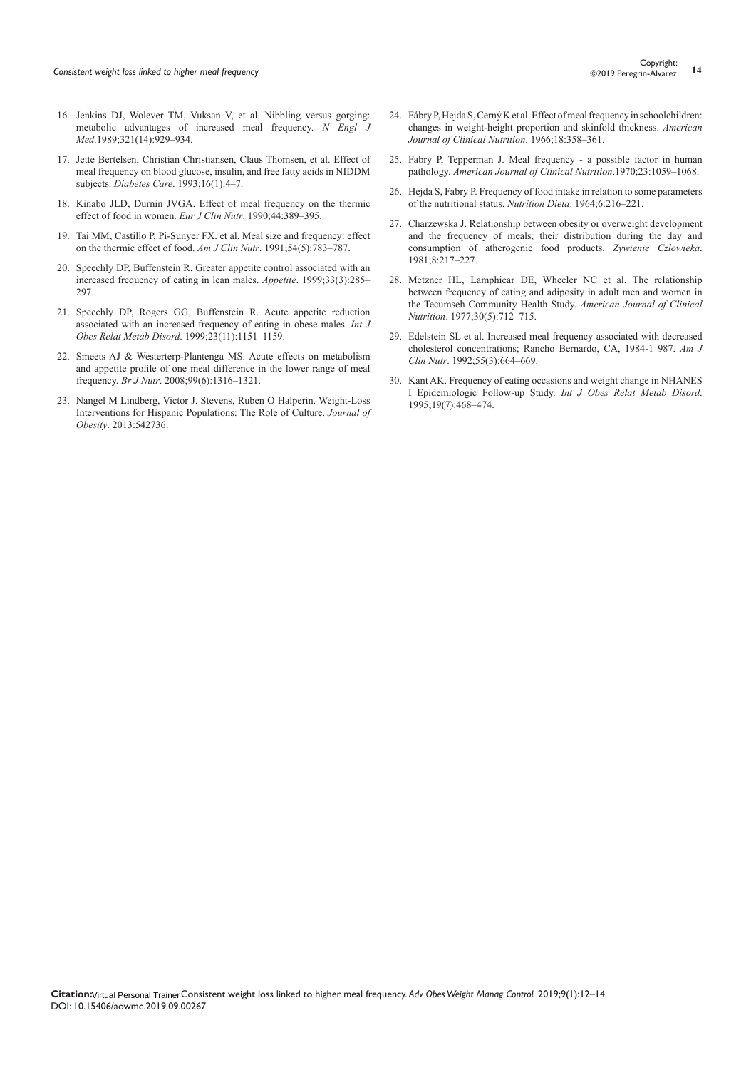16. Jenkins DJ, Wolever TM, Vuksan V, et al. Nibbling versus gorging: metabolic advantages of increased meal frequency. *N Engl J Med*.1989;321(14):929–934.
17. Jette Bertelsen, Christian Christiansen, Claus Thomsen, et al. Effect of meal frequency on blood glucose, insulin, and free fatty acids in NIDDM subjects. *Diabetes Care*. 1993;16(1):4–7.
18. Kinabo JLD, Durnin JVGA. Effect of meal frequency on the thermic effect of food in women. *Eur J Clin Nutr*. 1990;44:389–395.
19. Tai MM, Castillo P, Pi-Sunyer FX. et al. Meal size and frequency: effect on the thermic effect of food. *Am J Clin Nutr*. 1991;54(5):783–787.
20. Speechly DP, Buffenstein R. Greater appetite control associated with an increased frequency of eating in lean males. *Appetite*. 1999;33(3):285–297.
21. Speechly DP, Rogers GG, Buffenstein R. Acute appetite reduction associated with an increased frequency of eating in obese males. *Int J Obes Relat Metab Disord*. 1999;23(11):1151–1159.
22. Smeets AJ & Westerterp-Plantenga MS. Acute effects on metabolism and appetite profile of one meal difference in the lower range of meal frequency. *Br J Nutr*. 2008;99(6):1316–1321.
23. Nangel M Lindberg, Victor J. Stevens, Ruben O Halperin. Weight-Loss Interventions for Hispanic Populations: The Role of Culture. *Journal of Obesity*. 2013:542736.
24. Fábry P, Hejda S, Cerný K et al. Effect of meal frequency in schoolchildren: changes in weight-height proportion and skinfold thickness. *American Journal of Clinical Nutrition*. 1966;18:358–361.
25. Fabry P, Tepperman J. Meal frequency - a possible factor in human pathology. *American Journal of Clinical Nutrition*.1970;23:1059–1068.
26. Hejda S, Fabry P. Frequency of food intake in relation to some parameters of the nutritional status. *Nutrition Dieta*. 1964;6:216–221.
27. Charzewska J. Relationship between obesity or overweight development and the frequency of meals, their distribution during the day and consumption of atherogenic food products. *Zywienie Czlowieka*. 1981;8:217–227.
28. Metzner HL, Lamphiear DE, Wheeler NC et al. The relationship between frequency of eating and adiposity in adult men and women in the Tecumseh Community Health Study. *American Journal of Clinical Nutrition*. 1977;30(5):712–715.
29. Edelstein SL et al. Increased meal frequency associated with decreased cholesterol concentrations; Rancho Bernardo, CA, 1984-1 987. *Am J Clin Nutr*. 1992;55(3):664–669.
30. Kant AK. Frequency of eating occasions and weight change in NHANES I Epidemiologic Follow-up Study. *Int J Obes Relat Metab Disord*. 1995;19(7):468–474.